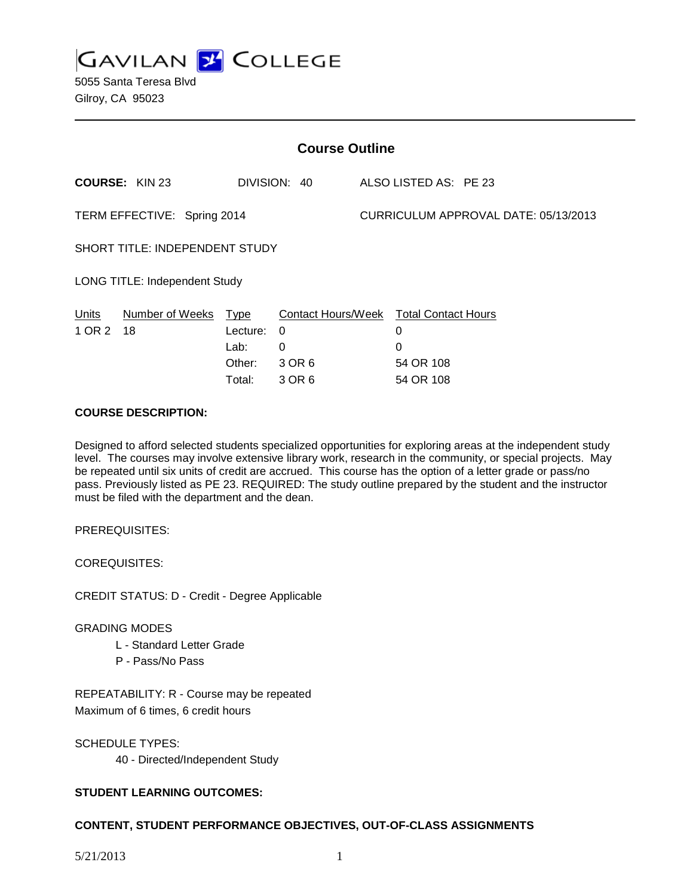# GAVILAN COLLEGE

5055 Santa Teresa Blvd
Gilroy, CA 95023

---

## Course Outline

**COURSE:** KIN 23 DIVISION: 40 ALSO LISTED AS: PE 23

TERM EFFECTIVE: Spring 2014 CURRICULUM APPROVAL DATE: 05/13/2013

SHORT TITLE: INDEPENDENT STUDY

LONG TITLE: Independent Study

| Units | Number of Weeks | Type | Contact Hours/Week | Total Contact Hours |
|---|---|---|---|---|
| 1 OR 2 | 18 | Lecture: | 0 | 0 |
| | | Lab: | 0 | 0 |
| | | Other: | 3 OR 6 | 54 OR 108 |
| | | Total: | 3 OR 6 | 54 OR 108 |

**COURSE DESCRIPTION:**

Designed to afford selected students specialized opportunities for exploring areas at the independent study level. The courses may involve extensive library work, research in the community, or special projects. May be repeated until six units of credit are accrued. This course has the option of a letter grade or pass/no pass. Previously listed as PE 23. REQUIRED: The study outline prepared by the student and the instructor must be filed with the department and the dean.

PREREQUISITES:

COREQUISITES:

CREDIT STATUS: D - Credit - Degree Applicable

GRADING MODES

- L - Standard Letter Grade
- P - Pass/No Pass

REPEATABILITY: R - Course may be repeated
Maximum of 6 times, 6 credit hours

SCHEDULE TYPES:

- 40 - Directed/Independent Study

**STUDENT LEARNING OUTCOMES:**

**CONTENT, STUDENT PERFORMANCE OBJECTIVES, OUT-OF-CLASS ASSIGNMENTS**

5/21/2013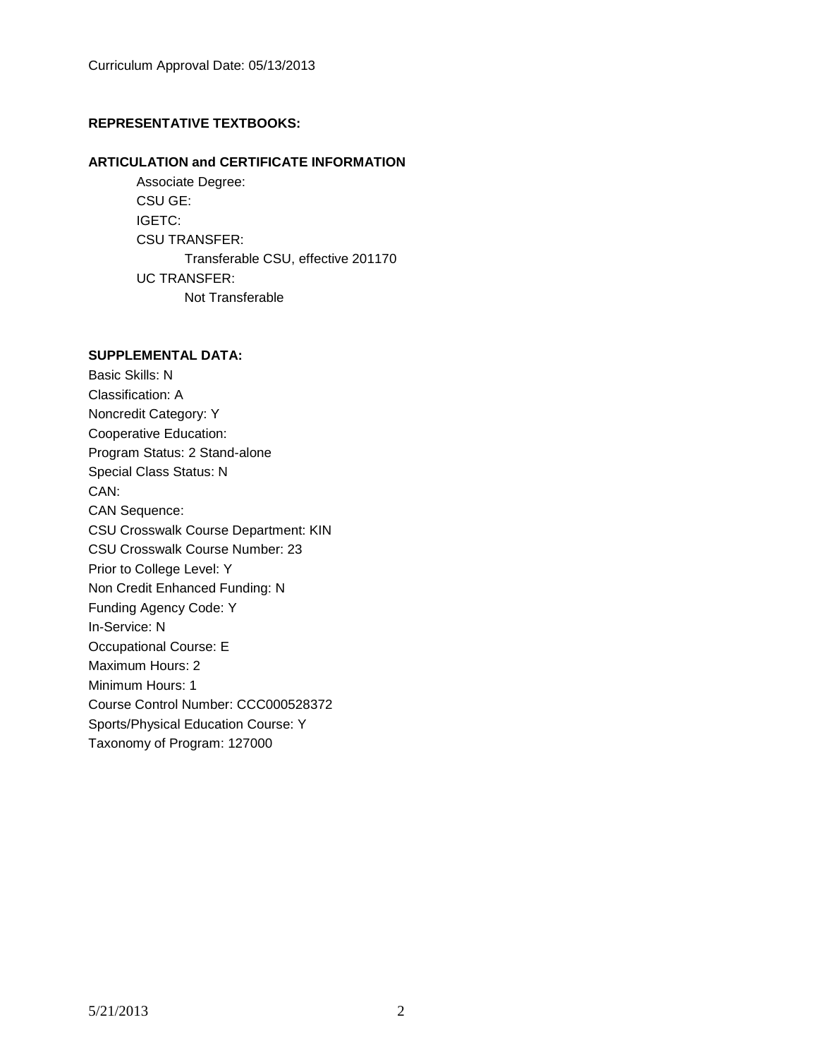Curriculum Approval Date: 05/13/2013

**REPRESENTATIVE TEXTBOOKS:**

**ARTICULATION and CERTIFICATE INFORMATION**

Associate Degree:
CSU GE:
IGETC:
CSU TRANSFER:
Transferable CSU, effective 201170
UC TRANSFER:
Not Transferable

**SUPPLEMENTAL DATA:**

Basic Skills: N
Classification: A
Noncredit Category: Y
Cooperative Education:
Program Status: 2 Stand-alone
Special Class Status: N
CAN:
CAN Sequence:
CSU Crosswalk Course Department: KIN
CSU Crosswalk Course Number: 23
Prior to College Level: Y
Non Credit Enhanced Funding: N
Funding Agency Code: Y
In-Service: N
Occupational Course: E
Maximum Hours: 2
Minimum Hours: 1
Course Control Number: CCC000528372
Sports/Physical Education Course: Y
Taxonomy of Program: 127000